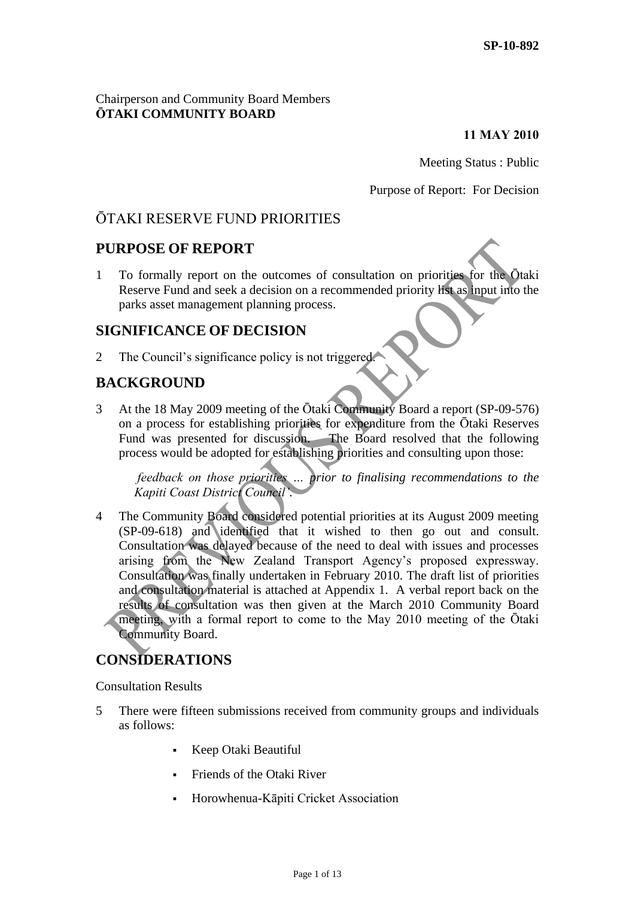SP-10-892

Chairperson and Community Board Members
**ŌTAKI COMMUNITY BOARD**

**11 MAY 2010**

Meeting Status : Public

Purpose of Report: For Decision

# ŌTAKI RESERVE FUND PRIORITIES

## PURPOSE OF REPORT

1 To formally report on the outcomes of consultation on priorities for the Ōtaki Reserve Fund and seek a decision on a recommended priority list as input into the parks asset management planning process.

## SIGNIFICANCE OF DECISION

2 The Council's significance policy is not triggered.

## BACKGROUND

3 At the 18 May 2009 meeting of the Ōtaki Community Board a report (SP-09-576) on a process for establishing priorities for expenditure from the Ōtaki Reserves Fund was presented for discussion. The Board resolved that the following process would be adopted for establishing priorities and consulting upon those:

> *feedback on those priorities … prior to finalising recommendations to the Kapiti Coast District Council'.*

4 The Community Board considered potential priorities at its August 2009 meeting (SP-09-618) and identified that it wished to then go out and consult. Consultation was delayed because of the need to deal with issues and processes arising from the New Zealand Transport Agency's proposed expressway. Consultation was finally undertaken in February 2010. The draft list of priorities and consultation material is attached at Appendix 1. A verbal report back on the results of consultation was then given at the March 2010 Community Board meeting, with a formal report to come to the May 2010 meeting of the Ōtaki Community Board.

## CONSIDERATIONS

Consultation Results

5 There were fifteen submissions received from community groups and individuals as follows:

- Keep Otaki Beautiful
- Friends of the Otaki River
- Horowhenua-Kāpiti Cricket Association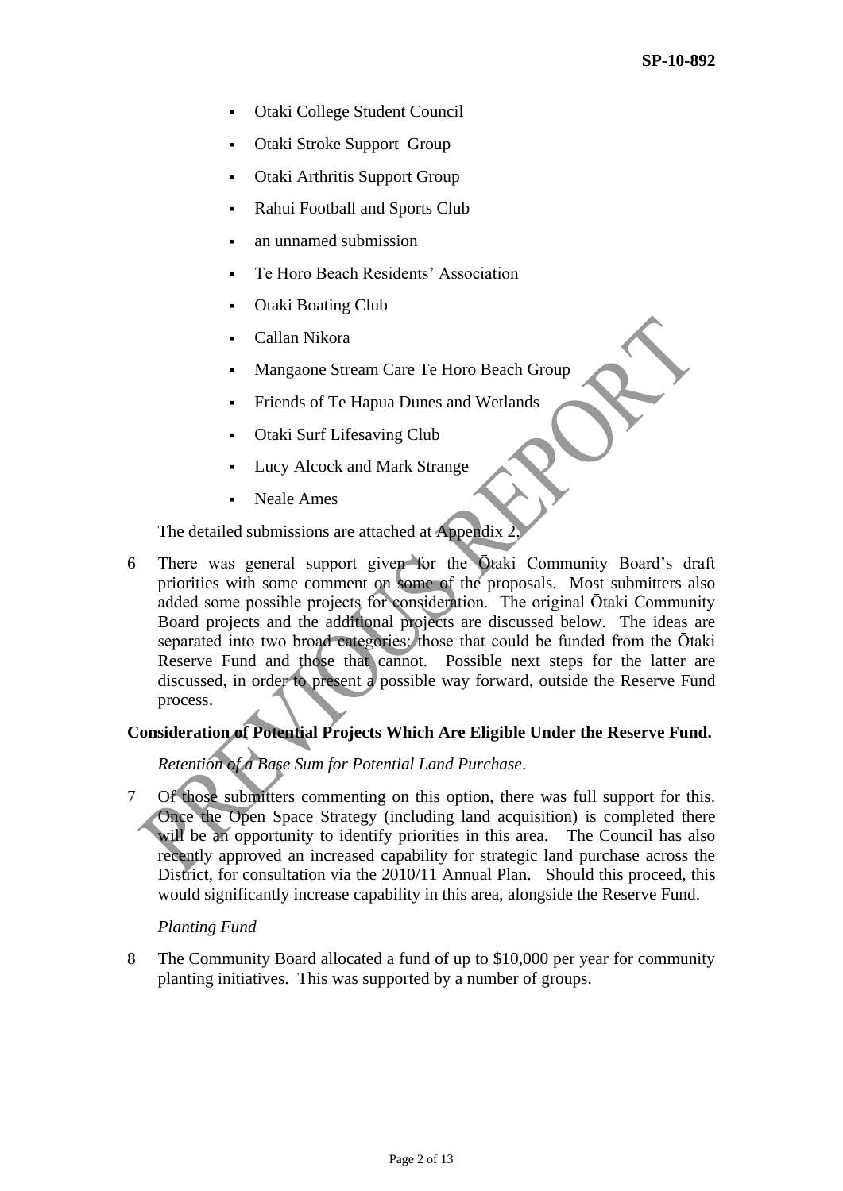- Otaki College Student Council
- Otaki Stroke Support Group
- Otaki Arthritis Support Group
- Rahui Football and Sports Club
- an unnamed submission
- Te Horo Beach Residents' Association
- Otaki Boating Club
- Callan Nikora
- Mangaone Stream Care Te Horo Beach Group
- Friends of Te Hapua Dunes and Wetlands
- Otaki Surf Lifesaving Club
- Lucy Alcock and Mark Strange
- Neale Ames

The detailed submissions are attached at Appendix 2.

6 There was general support given for the Ōtaki Community Board's draft priorities with some comment on some of the proposals. Most submitters also added some possible projects for consideration. The original Ōtaki Community Board projects and the additional projects are discussed below. The ideas are separated into two broad categories: those that could be funded from the Ōtaki Reserve Fund and those that cannot. Possible next steps for the latter are discussed, in order to present a possible way forward, outside the Reserve Fund process.

**Consideration of Potential Projects Which Are Eligible Under the Reserve Fund.**

*Retention of a Base Sum for Potential Land Purchase*.

7 Of those submitters commenting on this option, there was full support for this. Once the Open Space Strategy (including land acquisition) is completed there will be an opportunity to identify priorities in this area. The Council has also recently approved an increased capability for strategic land purchase across the District, for consultation via the 2010/11 Annual Plan. Should this proceed, this would significantly increase capability in this area, alongside the Reserve Fund.

*Planting Fund*

8 The Community Board allocated a fund of up to $10,000 per year for community planting initiatives. This was supported by a number of groups.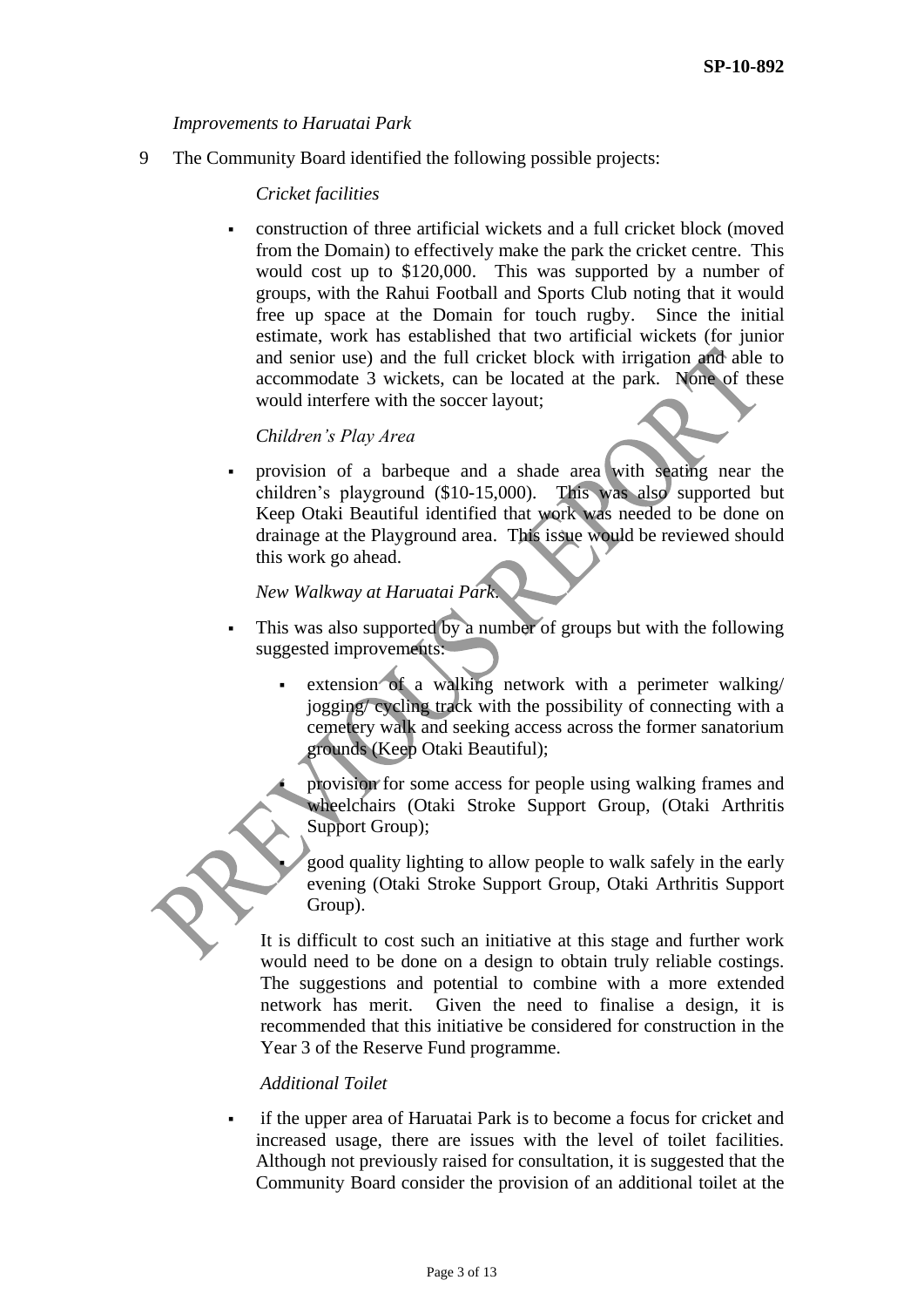*Improvements to Haruatai Park*

9 The Community Board identified the following possible projects:

*Cricket facilities*

- construction of three artificial wickets and a full cricket block (moved from the Domain) to effectively make the park the cricket centre. This would cost up to $120,000. This was supported by a number of groups, with the Rahui Football and Sports Club noting that it would free up space at the Domain for touch rugby. Since the initial estimate, work has established that two artificial wickets (for junior and senior use) and the full cricket block with irrigation and able to accommodate 3 wickets, can be located at the park. None of these would interfere with the soccer layout;

*Children's Play Area*

- provision of a barbeque and a shade area with seating near the children's playground ($10-15,000). This was also supported but Keep Otaki Beautiful identified that work was needed to be done on drainage at the Playground area. This issue would be reviewed should this work go ahead.

*New Walkway at Haruatai Park.*

- This was also supported by a number of groups but with the following suggested improvements:
  - extension of a walking network with a perimeter walking/ jogging/ cycling track with the possibility of connecting with a cemetery walk and seeking access across the former sanatorium grounds (Keep Otaki Beautiful);
  - provision for some access for people using walking frames and wheelchairs (Otaki Stroke Support Group, (Otaki Arthritis Support Group);
  - good quality lighting to allow people to walk safely in the early evening (Otaki Stroke Support Group, Otaki Arthritis Support Group).

  It is difficult to cost such an initiative at this stage and further work would need to be done on a design to obtain truly reliable costings. The suggestions and potential to combine with a more extended network has merit. Given the need to finalise a design, it is recommended that this initiative be considered for construction in the Year 3 of the Reserve Fund programme.

*Additional Toilet*

- if the upper area of Haruatai Park is to become a focus for cricket and increased usage, there are issues with the level of toilet facilities. Although not previously raised for consultation, it is suggested that the Community Board consider the provision of an additional toilet at the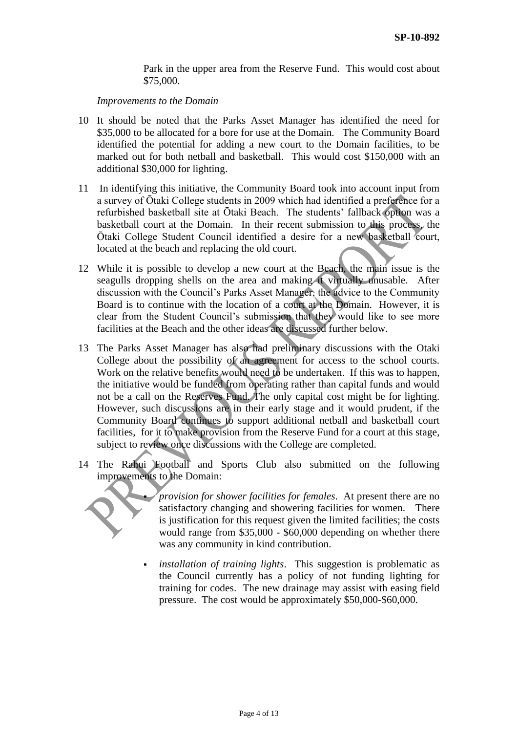Park in the upper area from the Reserve Fund. This would cost about $75,000.

*Improvements to the Domain*

10 It should be noted that the Parks Asset Manager has identified the need for $35,000 to be allocated for a bore for use at the Domain. The Community Board identified the potential for adding a new court to the Domain facilities, to be marked out for both netball and basketball. This would cost $150,000 with an additional $30,000 for lighting.

11 In identifying this initiative, the Community Board took into account input from a survey of Ōtaki College students in 2009 which had identified a preference for a refurbished basketball site at Ōtaki Beach. The students' fallback option was a basketball court at the Domain. In their recent submission to this process, the Ōtaki College Student Council identified a desire for a new basketball court, located at the beach and replacing the old court.

12 While it is possible to develop a new court at the Beach, the main issue is the seagulls dropping shells on the area and making it virtually unusable. After discussion with the Council's Parks Asset Manager, the advice to the Community Board is to continue with the location of a court at the Domain. However, it is clear from the Student Council's submission that they would like to see more facilities at the Beach and the other ideas are discussed further below.

13 The Parks Asset Manager has also had preliminary discussions with the Otaki College about the possibility of an agreement for access to the school courts. Work on the relative benefits would need to be undertaken. If this was to happen, the initiative would be funded from operating rather than capital funds and would not be a call on the Reserves Fund. The only capital cost might be for lighting. However, such discussions are in their early stage and it would prudent, if the Community Board continues to support additional netball and basketball court facilities, for it to make provision from the Reserve Fund for a court at this stage, subject to review once discussions with the College are completed.

14 The Rahui Football and Sports Club also submitted on the following improvements to the Domain:

- *provision for shower facilities for females*. At present there are no satisfactory changing and showering facilities for women. There is justification for this request given the limited facilities; the costs would range from $35,000 - $60,000 depending on whether there was any community in kind contribution.
- *installation of training lights*. This suggestion is problematic as the Council currently has a policy of not funding lighting for training for codes. The new drainage may assist with easing field pressure. The cost would be approximately $50,000-$60,000.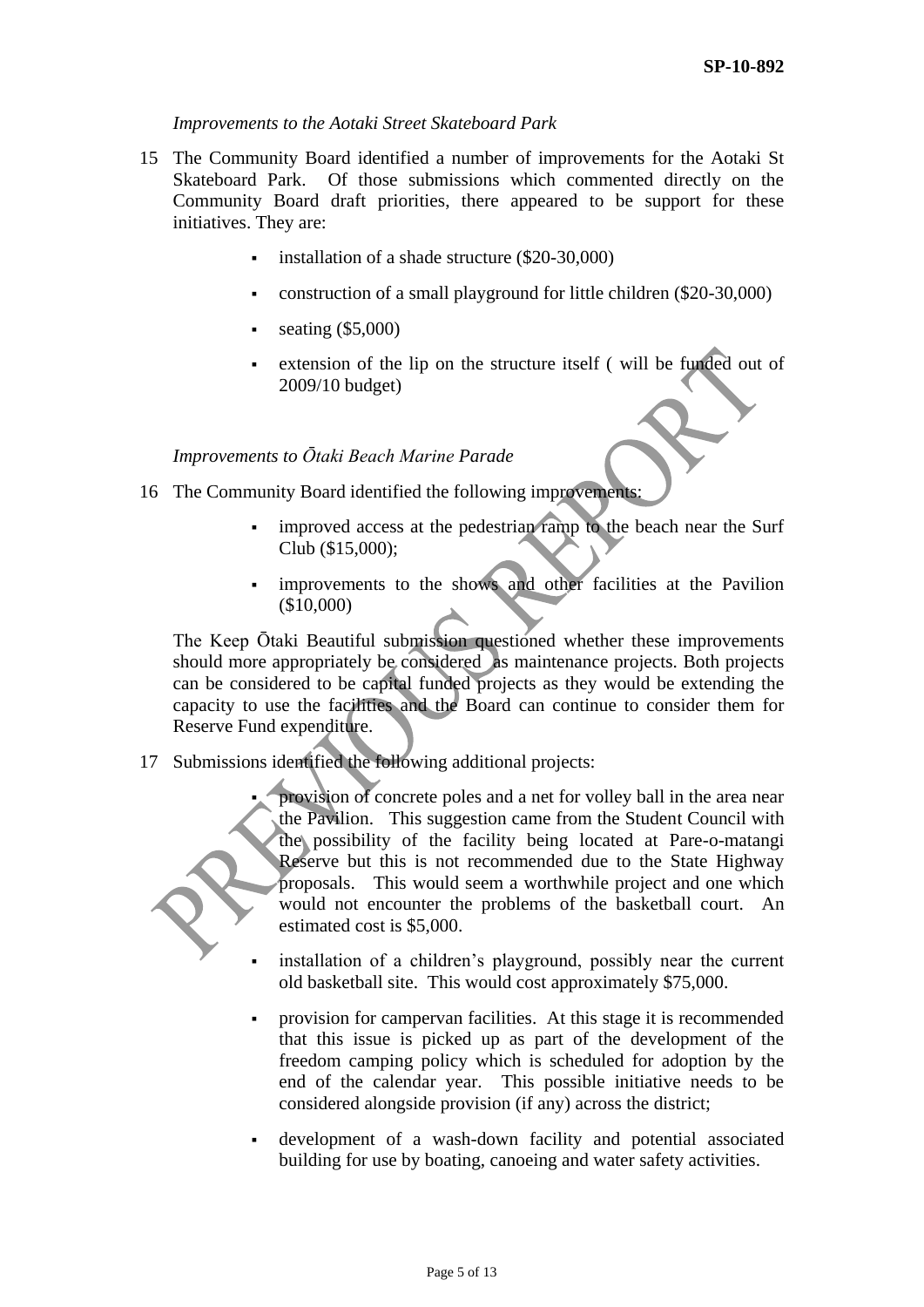*Improvements to the Aotaki Street Skateboard Park*

15 The Community Board identified a number of improvements for the Aotaki St Skateboard Park. Of those submissions which commented directly on the Community Board draft priorities, there appeared to be support for these initiatives. They are:

- installation of a shade structure ($20-30,000)
- construction of a small playground for little children ($20-30,000)
- seating ($5,000)
- extension of the lip on the structure itself ( will be funded out of 2009/10 budget)

*Improvements to Ōtaki Beach Marine Parade*

16 The Community Board identified the following improvements:

- improved access at the pedestrian ramp to the beach near the Surf Club ($15,000);
- improvements to the shows and other facilities at the Pavilion ($10,000)

The Keep Ōtaki Beautiful submission questioned whether these improvements should more appropriately be considered as maintenance projects. Both projects can be considered to be capital funded projects as they would be extending the capacity to use the facilities and the Board can continue to consider them for Reserve Fund expenditure.

17 Submissions identified the following additional projects:

- provision of concrete poles and a net for volley ball in the area near the Pavilion. This suggestion came from the Student Council with the possibility of the facility being located at Pare-o-matangi Reserve but this is not recommended due to the State Highway proposals. This would seem a worthwhile project and one which would not encounter the problems of the basketball court. An estimated cost is $5,000.
- installation of a children's playground, possibly near the current old basketball site. This would cost approximately $75,000.
- provision for campervan facilities. At this stage it is recommended that this issue is picked up as part of the development of the freedom camping policy which is scheduled for adoption by the end of the calendar year. This possible initiative needs to be considered alongside provision (if any) across the district;
- development of a wash-down facility and potential associated building for use by boating, canoeing and water safety activities.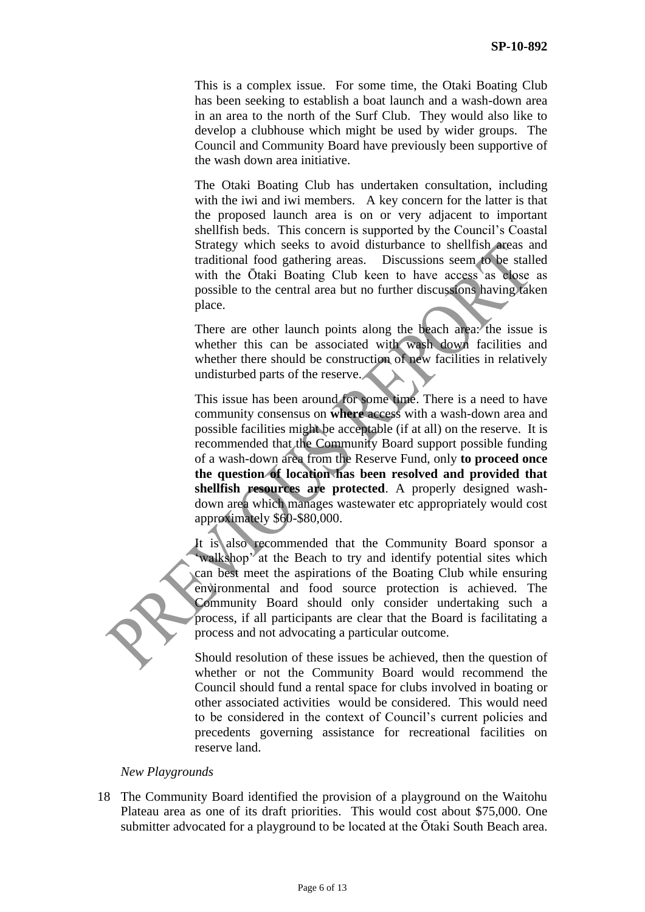This is a complex issue. For some time, the Otaki Boating Club has been seeking to establish a boat launch and a wash-down area in an area to the north of the Surf Club. They would also like to develop a clubhouse which might be used by wider groups. The Council and Community Board have previously been supportive of the wash down area initiative.

The Otaki Boating Club has undertaken consultation, including with the iwi and iwi members. A key concern for the latter is that the proposed launch area is on or very adjacent to important shellfish beds. This concern is supported by the Council's Coastal Strategy which seeks to avoid disturbance to shellfish areas and traditional food gathering areas. Discussions seem to be stalled with the Ōtaki Boating Club keen to have access as close as possible to the central area but no further discussions having taken place.

There are other launch points along the beach area: the issue is whether this can be associated with wash down facilities and whether there should be construction of new facilities in relatively undisturbed parts of the reserve.

This issue has been around for some time. There is a need to have community consensus on **where** access with a wash-down area and possible facilities might be acceptable (if at all) on the reserve. It is recommended that the Community Board support possible funding of a wash-down area from the Reserve Fund, only **to proceed once the question of location has been resolved and provided that shellfish resources are protected**. A properly designed wash-down area which manages wastewater etc appropriately would cost approximately $60-$80,000.

It is also recommended that the Community Board sponsor a 'walkshop' at the Beach to try and identify potential sites which can best meet the aspirations of the Boating Club while ensuring environmental and food source protection is achieved. The Community Board should only consider undertaking such a process, if all participants are clear that the Board is facilitating a process and not advocating a particular outcome.

Should resolution of these issues be achieved, then the question of whether or not the Community Board would recommend the Council should fund a rental space for clubs involved in boating or other associated activities would be considered. This would need to be considered in the context of Council's current policies and precedents governing assistance for recreational facilities on reserve land.

*New Playgrounds*

18 The Community Board identified the provision of a playground on the Waitohu Plateau area as one of its draft priorities. This would cost about $75,000. One submitter advocated for a playground to be located at the Ōtaki South Beach area.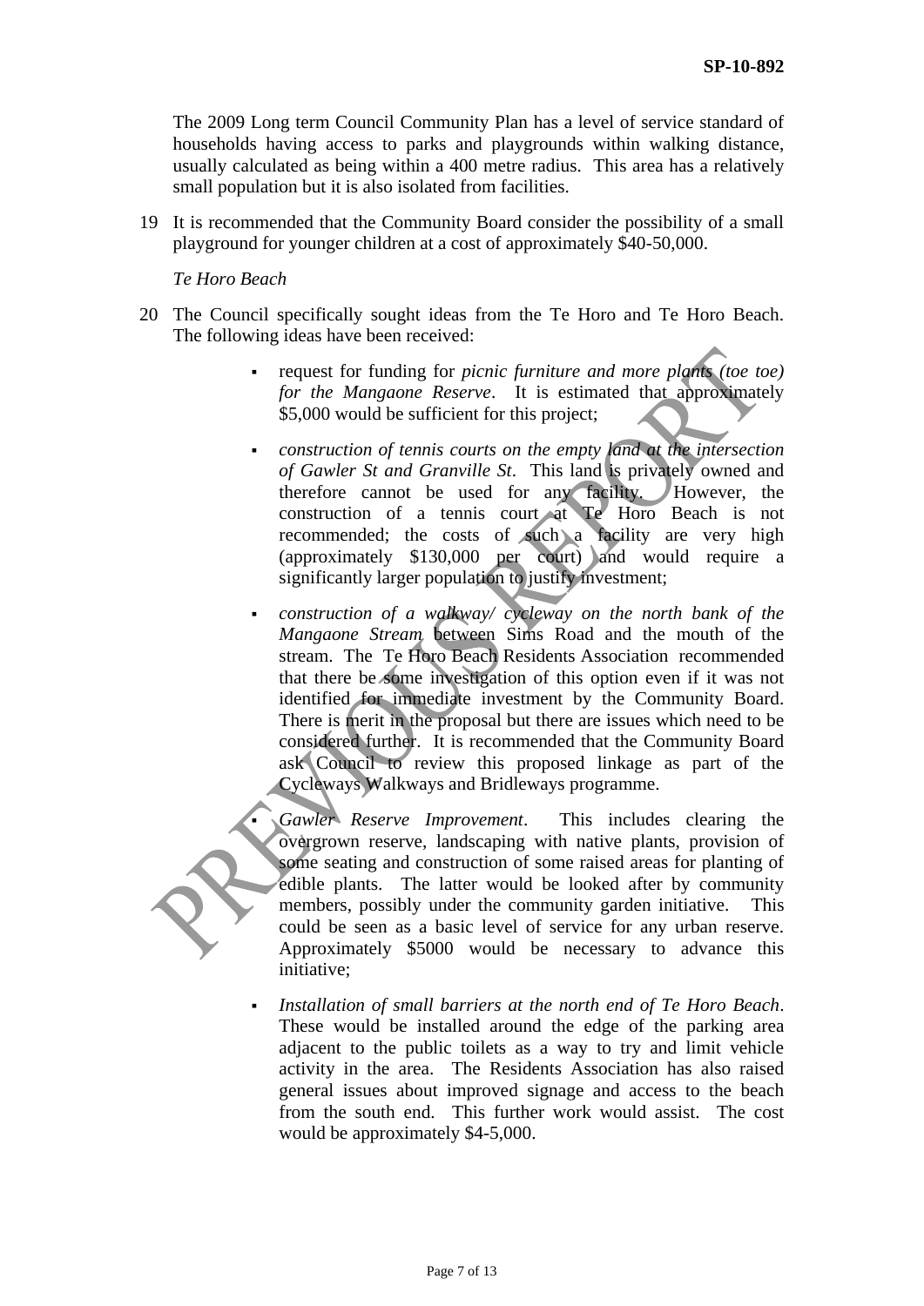The 2009 Long term Council Community Plan has a level of service standard of households having access to parks and playgrounds within walking distance, usually calculated as being within a 400 metre radius. This area has a relatively small population but it is also isolated from facilities.

19 It is recommended that the Community Board consider the possibility of a small playground for younger children at a cost of approximately $40-50,000.

*Te Horo Beach*

20 The Council specifically sought ideas from the Te Horo and Te Horo Beach. The following ideas have been received:

- request for funding for *picnic furniture and more plants (toe toe) for the Mangaone Reserve*. It is estimated that approximately $5,000 would be sufficient for this project;
- *construction of tennis courts on the empty land at the intersection of Gawler St and Granville St*. This land is privately owned and therefore cannot be used for any facility. However, the construction of a tennis court at Te Horo Beach is not recommended; the costs of such a facility are very high (approximately $130,000 per court) and would require a significantly larger population to justify investment;
- *construction of a walkway/ cycleway on the north bank of the Mangaone Stream* between Sims Road and the mouth of the stream. The Te Horo Beach Residents Association recommended that there be some investigation of this option even if it was not identified for immediate investment by the Community Board. There is merit in the proposal but there are issues which need to be considered further. It is recommended that the Community Board ask Council to review this proposed linkage as part of the Cycleways Walkways and Bridleways programme.
- *Gawler Reserve Improvement*. This includes clearing the overgrown reserve, landscaping with native plants, provision of some seating and construction of some raised areas for planting of edible plants. The latter would be looked after by community members, possibly under the community garden initiative. This could be seen as a basic level of service for any urban reserve. Approximately $5000 would be necessary to advance this initiative;
- *Installation of small barriers at the north end of Te Horo Beach*. These would be installed around the edge of the parking area adjacent to the public toilets as a way to try and limit vehicle activity in the area. The Residents Association has also raised general issues about improved signage and access to the beach from the south end. This further work would assist. The cost would be approximately $4-5,000.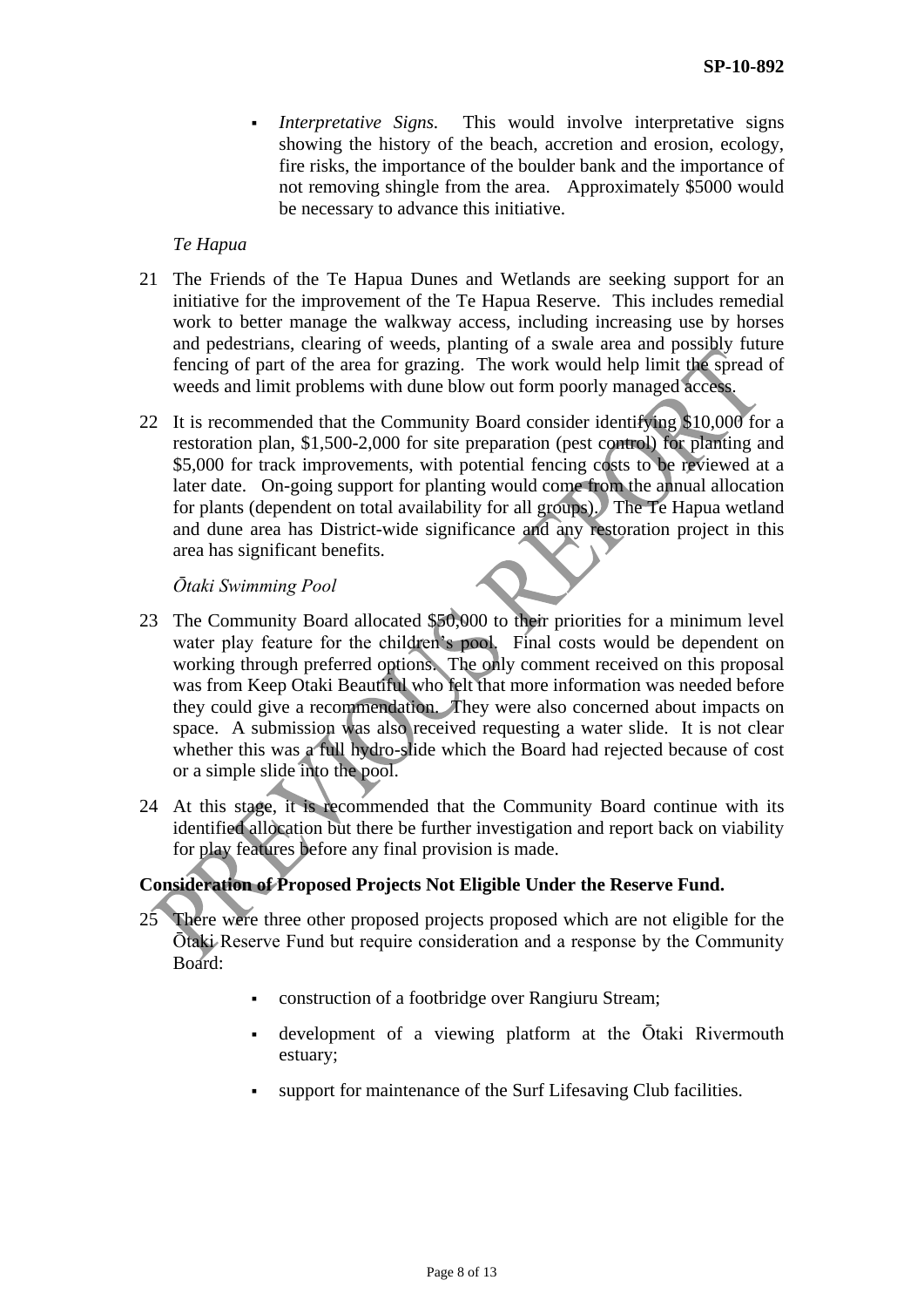- *Interpretative Signs.* This would involve interpretative signs showing the history of the beach, accretion and erosion, ecology, fire risks, the importance of the boulder bank and the importance of not removing shingle from the area. Approximately $5000 would be necessary to advance this initiative.

*Te Hapua*

21 The Friends of the Te Hapua Dunes and Wetlands are seeking support for an initiative for the improvement of the Te Hapua Reserve. This includes remedial work to better manage the walkway access, including increasing use by horses and pedestrians, clearing of weeds, planting of a swale area and possibly future fencing of part of the area for grazing. The work would help limit the spread of weeds and limit problems with dune blow out form poorly managed access.

22 It is recommended that the Community Board consider identifying $10,000 for a restoration plan, $1,500-2,000 for site preparation (pest control) for planting and $5,000 for track improvements, with potential fencing costs to be reviewed at a later date. On-going support for planting would come from the annual allocation for plants (dependent on total availability for all groups). The Te Hapua wetland and dune area has District-wide significance and any restoration project in this area has significant benefits.

*Ōtaki Swimming Pool*

23 The Community Board allocated $50,000 to their priorities for a minimum level water play feature for the children's pool. Final costs would be dependent on working through preferred options. The only comment received on this proposal was from Keep Otaki Beautiful who felt that more information was needed before they could give a recommendation. They were also concerned about impacts on space. A submission was also received requesting a water slide. It is not clear whether this was a full hydro-slide which the Board had rejected because of cost or a simple slide into the pool.

24 At this stage, it is recommended that the Community Board continue with its identified allocation but there be further investigation and report back on viability for play features before any final provision is made.

**Consideration of Proposed Projects Not Eligible Under the Reserve Fund.**

25 There were three other proposed projects proposed which are not eligible for the Ōtaki Reserve Fund but require consideration and a response by the Community Board:

- construction of a footbridge over Rangiuru Stream;
- development of a viewing platform at the Ōtaki Rivermouth estuary;
- support for maintenance of the Surf Lifesaving Club facilities.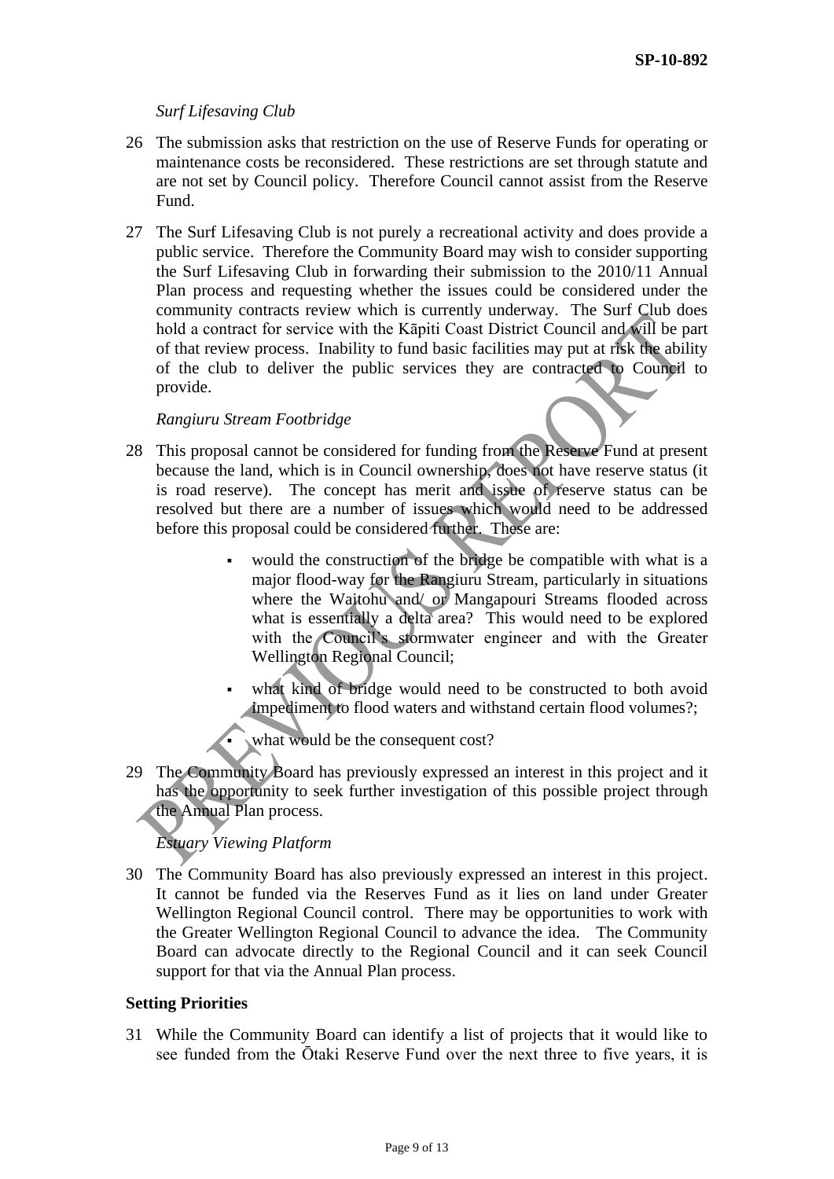*Surf Lifesaving Club*

26 The submission asks that restriction on the use of Reserve Funds for operating or maintenance costs be reconsidered. These restrictions are set through statute and are not set by Council policy. Therefore Council cannot assist from the Reserve Fund.

27 The Surf Lifesaving Club is not purely a recreational activity and does provide a public service. Therefore the Community Board may wish to consider supporting the Surf Lifesaving Club in forwarding their submission to the 2010/11 Annual Plan process and requesting whether the issues could be considered under the community contracts review which is currently underway. The Surf Club does hold a contract for service with the Kāpiti Coast District Council and will be part of that review process. Inability to fund basic facilities may put at risk the ability of the club to deliver the public services they are contracted to Council to provide.

*Rangiuru Stream Footbridge*

28 This proposal cannot be considered for funding from the Reserve Fund at present because the land, which is in Council ownership, does not have reserve status (it is road reserve). The concept has merit and issue of reserve status can be resolved but there are a number of issues which would need to be addressed before this proposal could be considered further. These are:

- would the construction of the bridge be compatible with what is a major flood-way for the Rangiuru Stream, particularly in situations where the Waitohu and/ or Mangapouri Streams flooded across what is essentially a delta area? This would need to be explored with the Council's stormwater engineer and with the Greater Wellington Regional Council;
- what kind of bridge would need to be constructed to both avoid impediment to flood waters and withstand certain flood volumes?;
- what would be the consequent cost?

29 The Community Board has previously expressed an interest in this project and it has the opportunity to seek further investigation of this possible project through the Annual Plan process.

*Estuary Viewing Platform*

30 The Community Board has also previously expressed an interest in this project. It cannot be funded via the Reserves Fund as it lies on land under Greater Wellington Regional Council control. There may be opportunities to work with the Greater Wellington Regional Council to advance the idea. The Community Board can advocate directly to the Regional Council and it can seek Council support for that via the Annual Plan process.

**Setting Priorities**

31 While the Community Board can identify a list of projects that it would like to see funded from the Ōtaki Reserve Fund over the next three to five years, it is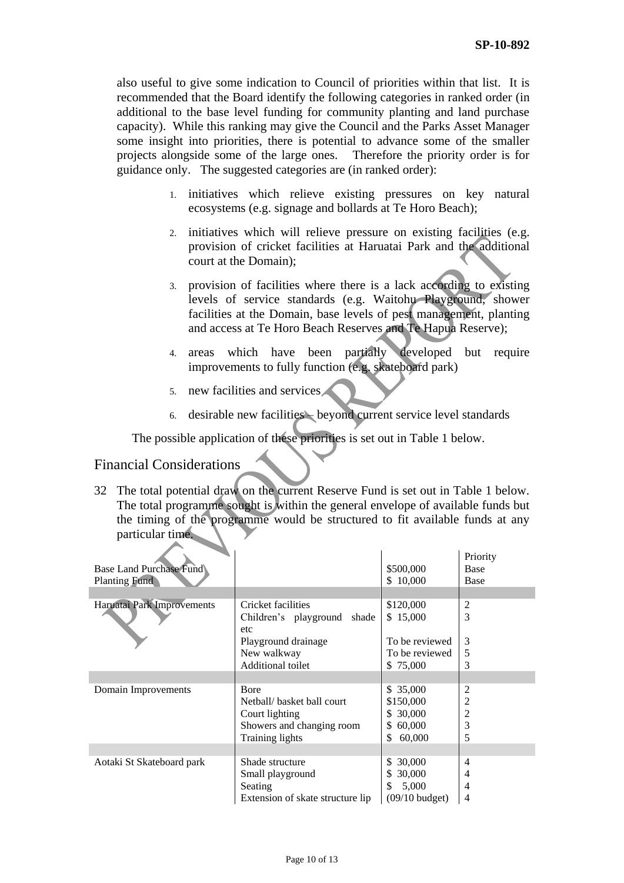also useful to give some indication to Council of priorities within that list. It is recommended that the Board identify the following categories in ranked order (in additional to the base level funding for community planting and land purchase capacity). While this ranking may give the Council and the Parks Asset Manager some insight into priorities, there is potential to advance some of the smaller projects alongside some of the large ones. Therefore the priority order is for guidance only. The suggested categories are (in ranked order):

1. initiatives which relieve existing pressures on key natural ecosystems (e.g. signage and bollards at Te Horo Beach);
2. initiatives which will relieve pressure on existing facilities (e.g. provision of cricket facilities at Haruatai Park and the additional court at the Domain);
3. provision of facilities where there is a lack according to existing levels of service standards (e.g. Waitohu Playground, shower facilities at the Domain, base levels of pest management, planting and access at Te Horo Beach Reserves and Te Hapua Reserve);
4. areas which have been partially developed but require improvements to fully function (e.g. skateboard park)
5. new facilities and services
6. desirable new facilities – beyond current service level standards

The possible application of these priorities is set out in Table 1 below.

## Financial Considerations

32 The total potential draw on the current Reserve Fund is set out in Table 1 below. The total programme sought is within the general envelope of available funds but the timing of the programme would be structured to fit available funds at any particular time.

| | | | Priority |
|---|---|---|---|
| Base Land Purchase Fund | | $500,000 | Base |
| Planting Fund | | $ 10,000 | Base |
| Haruatai Park Improvements | Cricket facilities | $120,000 | 2 |
| | Children's playground shade etc | $ 15,000 | 3 |
| | Playground drainage | To be reviewed | 3 |
| | New walkway | To be reviewed | 5 |
| | Additional toilet | $ 75,000 | 3 |
| Domain Improvements | Bore | $ 35,000 | 2 |
| | Netball/ basket ball court | $150,000 | 2 |
| | Court lighting | $ 30,000 | 2 |
| | Showers and changing room | $ 60,000 | 3 |
| | Training lights | $ 60,000 | 5 |
| Aotaki St Skateboard park | Shade structure | $ 30,000 | 4 |
| | Small playground | $ 30,000 | 4 |
| | Seating | $ 5,000 | 4 |
| | Extension of skate structure lip | (09/10 budget) | 4 |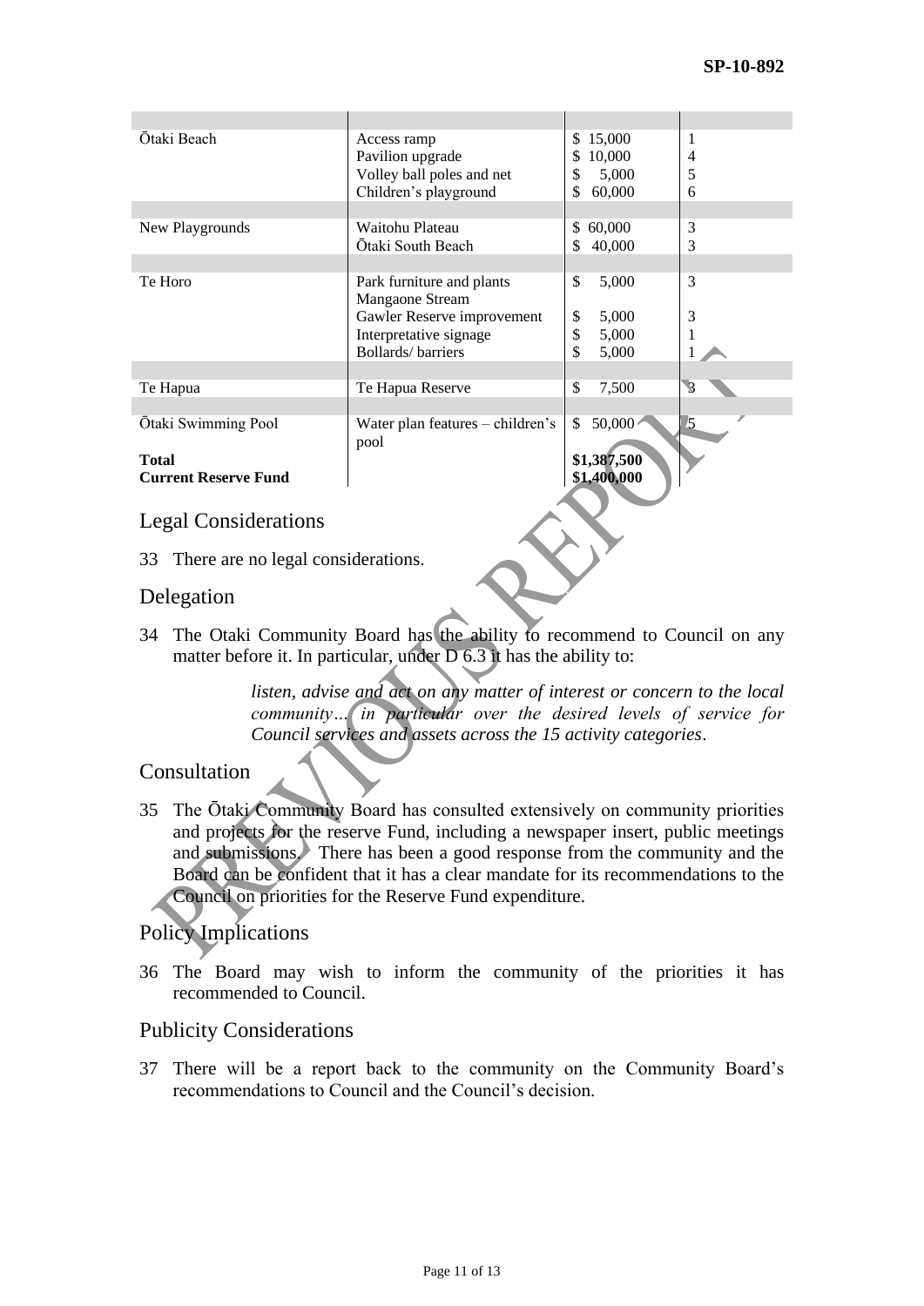| | | | |
|---|---|---|---|
| Ōtaki Beach | Access ramp | $ 15,000 | 1 |
| | Pavilion upgrade | $ 10,000 | 4 |
| | Volley ball poles and net | $ 5,000 | 5 |
| | Children's playground | $ 60,000 | 6 |
| | | | |
| New Playgrounds | Waitohu Plateau | $ 60,000 | 3 |
| | Ōtaki South Beach | $ 40,000 | 3 |
| | | | |
| Te Horo | Park furniture and plants Mangaone Stream | $ 5,000 | 3 |
| | Gawler Reserve improvement | $ 5,000 | 3 |
| | Interpretative signage | $ 5,000 | 1 |
| | Bollards/ barriers | $ 5,000 | 1 |
| | | | |
| Te Hapua | Te Hapua Reserve | $ 7,500 | 3 |
| | | | |
| Ōtaki Swimming Pool | Water plan features – children's pool | $ 50,000 | 5 |
| **Total** | | **$1,387,500** | |
| **Current Reserve Fund** | | **$1,400,000** | |

## Legal Considerations

33 There are no legal considerations.

## Delegation

34 The Otaki Community Board has the ability to recommend to Council on any matter before it. In particular, under D 6.3 it has the ability to:

> *listen, advise and act on any matter of interest or concern to the local community… in particular over the desired levels of service for Council services and assets across the 15 activity categories*.

## Consultation

35 The Ōtaki Community Board has consulted extensively on community priorities and projects for the reserve Fund, including a newspaper insert, public meetings and submissions. There has been a good response from the community and the Board can be confident that it has a clear mandate for its recommendations to the Council on priorities for the Reserve Fund expenditure.

## Policy Implications

36 The Board may wish to inform the community of the priorities it has recommended to Council.

## Publicity Considerations

37 There will be a report back to the community on the Community Board's recommendations to Council and the Council's decision.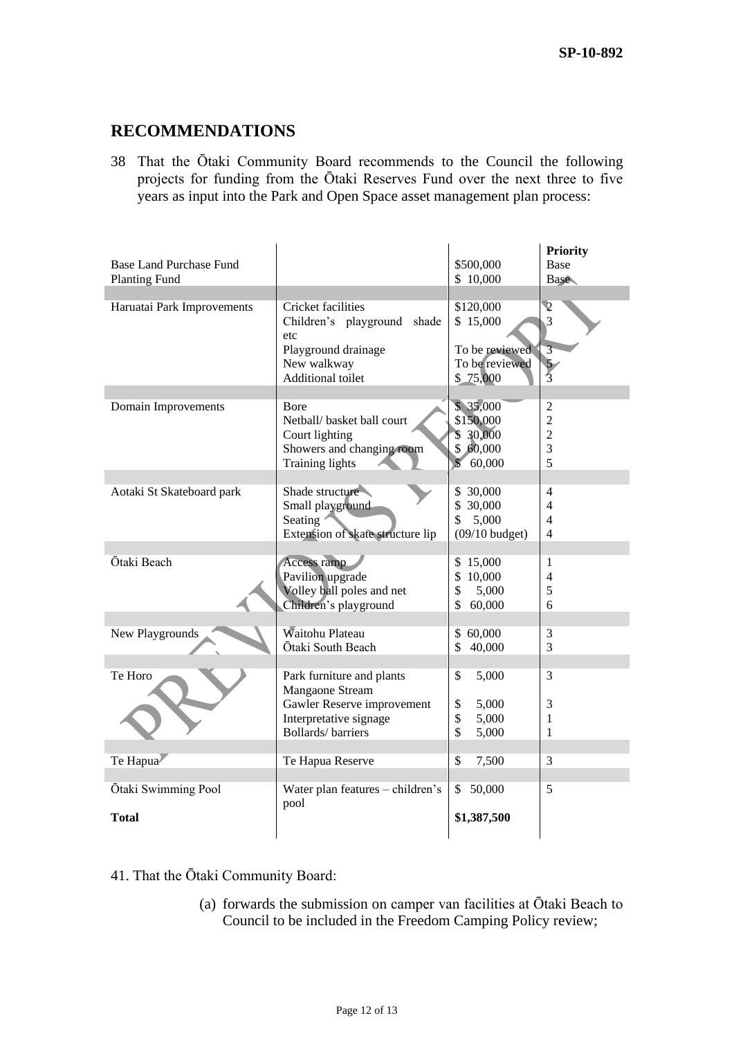## RECOMMENDATIONS

38 That the Ōtaki Community Board recommends to the Council the following projects for funding from the Ōtaki Reserves Fund over the next three to five years as input into the Park and Open Space asset management plan process:

| | | | Priority |
|---|---|---|---|
| Base Land Purchase Fund | | \$500,000 | Base |
| Planting Fund | | \$ 10,000 | Base |
| | | | |
| Haruatai Park Improvements | Cricket facilities | \$120,000 | 2 |
| | Children's playground shade etc | \$ 15,000 | 3 |
| | Playground drainage | To be reviewed | 3 |
| | New walkway | To be reviewed | 5 |
| | Additional toilet | \$ 75,000 | 3 |
| | | | |
| Domain Improvements | Bore | \$ 35,000 | 2 |
| | Netball/ basket ball court | \$150,000 | 2 |
| | Court lighting | \$ 30,000 | 2 |
| | Showers and changing room | \$ 60,000 | 3 |
| | Training lights | \$ 60,000 | 5 |
| | | | |
| Aotaki St Skateboard park | Shade structure | \$ 30,000 | 4 |
| | Small playground | \$ 30,000 | 4 |
| | Seating | \$ 5,000 | 4 |
| | Extension of skate structure lip | (09/10 budget) | 4 |
| | | | |
| Ōtaki Beach | Access ramp | \$ 15,000 | 1 |
| | Pavilion upgrade | \$ 10,000 | 4 |
| | Volley ball poles and net | \$ 5,000 | 5 |
| | Children's playground | \$ 60,000 | 6 |
| | | | |
| New Playgrounds | Waitohu Plateau | \$ 60,000 | 3 |
| | Ōtaki South Beach | \$ 40,000 | 3 |
| | | | |
| Te Horo | Park furniture and plants | \$ 5,000 | 3 |
| | Mangaone Stream | | |
| | Gawler Reserve improvement | \$ 5,000 | 3 |
| | Interpretative signage | \$ 5,000 | 1 |
| | Bollards/ barriers | \$ 5,000 | 1 |
| | | | |
| Te Hapua | Te Hapua Reserve | \$ 7,500 | 3 |
| | | | |
| Ōtaki Swimming Pool | Water plan features – children's pool | \$ 50,000 | 5 |
| **Total** | | **\$1,387,500** | |

41. That the Ōtaki Community Board:

(a) forwards the submission on camper van facilities at Ōtaki Beach to Council to be included in the Freedom Camping Policy review;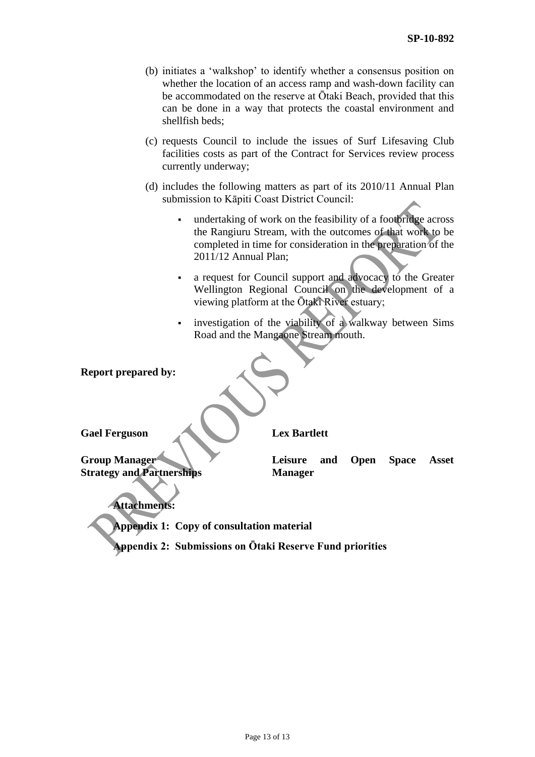(b) initiates a 'walkshop' to identify whether a consensus position on whether the location of an access ramp and wash-down facility can be accommodated on the reserve at Ōtaki Beach, provided that this can be done in a way that protects the coastal environment and shellfish beds;

(c) requests Council to include the issues of Surf Lifesaving Club facilities costs as part of the Contract for Services review process currently underway;

(d) includes the following matters as part of its 2010/11 Annual Plan submission to Kāpiti Coast District Council:

- undertaking of work on the feasibility of a footbridge across the Rangiuru Stream, with the outcomes of that work to be completed in time for consideration in the preparation of the 2011/12 Annual Plan;
- a request for Council support and advocacy to the Greater Wellington Regional Council on the development of a viewing platform at the Ōtaki River estuary;
- investigation of the viability of a walkway between Sims Road and the Mangaone Stream mouth.

**Report prepared by:**

| | |
|---|---|
| **Gael Ferguson** | **Lex Bartlett** |
| **Group Manager Strategy and Partnerships** | **Leisure and Open Space Asset Manager** |

**Attachments:**

**Appendix 1: Copy of consultation material**

**Appendix 2: Submissions on Ōtaki Reserve Fund priorities**